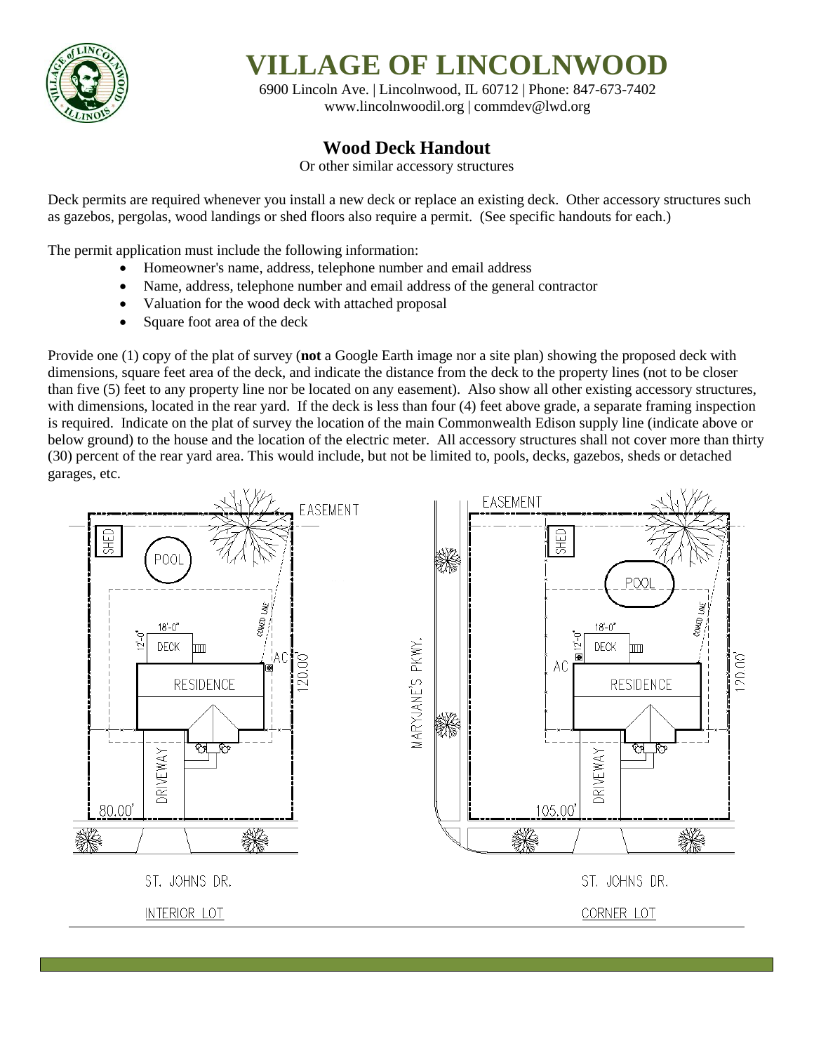# VILLAGE OF LINCOLNWOOD

6900 Lincoln Ave. | Lincolnwood, IL 60712 | Phone: 847-673-7402
www.lincolnwoodil.org | commdev@lwd.org

## Wood Deck Handout

Or other similar accessory structures

Deck permits are required whenever you install a new deck or replace an existing deck. Other accessory structures such as gazebos, pergolas, wood landings or shed floors also require a permit. (See specific handouts for each.)

The permit application must include the following information:

- Homeowner's name, address, telephone number and email address
- Name, address, telephone number and email address of the general contractor
- Valuation for the wood deck with attached proposal
- Square foot area of the deck

Provide one (1) copy of the plat of survey (**not** a Google Earth image nor a site plan) showing the proposed deck with dimensions, square feet area of the deck, and indicate the distance from the deck to the property lines (not to be closer than five (5) feet to any property line nor be located on any easement). Also show all other existing accessory structures, with dimensions, located in the rear yard. If the deck is less than four (4) feet above grade, a separate framing inspection is required. Indicate on the plat of survey the location of the main Commonwealth Edison supply line (indicate above or below ground) to the house and the location of the electric meter. All accessory structures shall not cover more than thirty (30) percent of the rear yard area. This would include, but not be limited to, pools, decks, gazebos, sheds or detached garages, etc.

EASEMENT | SHED | POOL | COMED LINE | 18'-0" | 12'-0" | DECK | AC | RESIDENCE | 120.00' | DRIVEWAY | 80.00' | ST. JOHNS DR.

INTERIOR LOT

MARYJANE'S PKWY. | EASEMENT | SHED | POOL | COMED LINE | 18'-0" | 12'-0" | DECK | AC | RESIDENCE | 120.00' | DRIVEWAY | 105.00' | ST. JOHNS DR.

CORNER LOT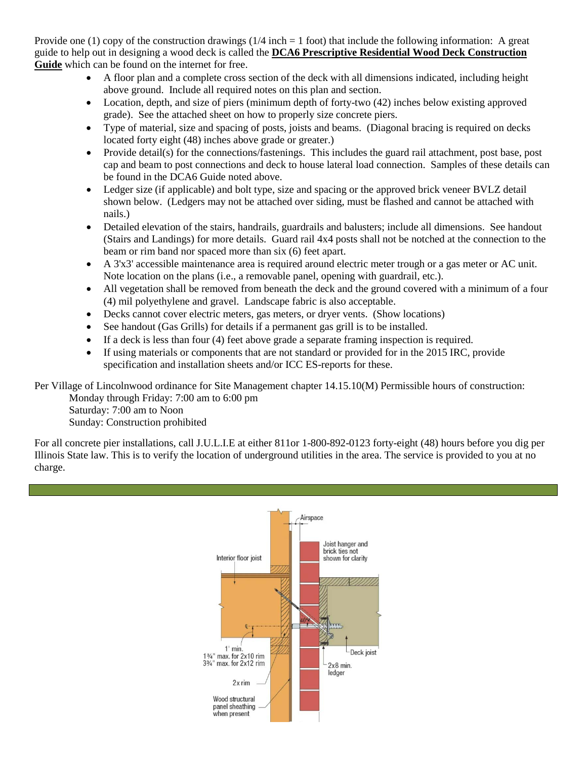Provide one (1) copy of the construction drawings (1/4 inch = 1 foot) that include the following information: A great guide to help out in designing a wood deck is called the **DCA6 Prescriptive Residential Wood Deck Construction Guide** which can be found on the internet for free.

- A floor plan and a complete cross section of the deck with all dimensions indicated, including height above ground. Include all required notes on this plan and section.
- Location, depth, and size of piers (minimum depth of forty-two (42) inches below existing approved grade). See the attached sheet on how to properly size concrete piers.
- Type of material, size and spacing of posts, joists and beams. (Diagonal bracing is required on decks located forty eight (48) inches above grade or greater.)
- Provide detail(s) for the connections/fastenings. This includes the guard rail attachment, post base, post cap and beam to post connections and deck to house lateral load connection. Samples of these details can be found in the DCA6 Guide noted above.
- Ledger size (if applicable) and bolt type, size and spacing or the approved brick veneer BVLZ detail shown below. (Ledgers may not be attached over siding, must be flashed and cannot be attached with nails.)
- Detailed elevation of the stairs, handrails, guardrails and balusters; include all dimensions. See handout (Stairs and Landings) for more details. Guard rail 4x4 posts shall not be notched at the connection to the beam or rim band nor spaced more than six (6) feet apart.
- A 3'x3' accessible maintenance area is required around electric meter trough or a gas meter or AC unit. Note location on the plans (i.e., a removable panel, opening with guardrail, etc.).
- All vegetation shall be removed from beneath the deck and the ground covered with a minimum of a four (4) mil polyethylene and gravel. Landscape fabric is also acceptable.
- Decks cannot cover electric meters, gas meters, or dryer vents. (Show locations)
- See handout (Gas Grills) for details if a permanent gas grill is to be installed.
- If a deck is less than four (4) feet above grade a separate framing inspection is required.
- If using materials or components that are not standard or provided for in the 2015 IRC, provide specification and installation sheets and/or ICC ES-reports for these.

Per Village of Lincolnwood ordinance for Site Management chapter 14.15.10(M) Permissible hours of construction:

Monday through Friday: 7:00 am to 6:00 pm
Saturday: 7:00 am to Noon
Sunday: Construction prohibited

For all concrete pier installations, call J.U.L.I.E at either 811or 1-800-892-0123 forty-eight (48) hours before you dig per Illinois State law. This is to verify the location of underground utilities in the area. The service is provided to you at no charge.

Airspace
Joist hanger and brick ties not shown for clarity
Interior floor joist
40°
1' min.
1¾" max. for 2x10 rim
3¾" max. for 2x12 rim
Deck joist
2x8 min. ledger
2x rim
Wood structural panel sheathing when present